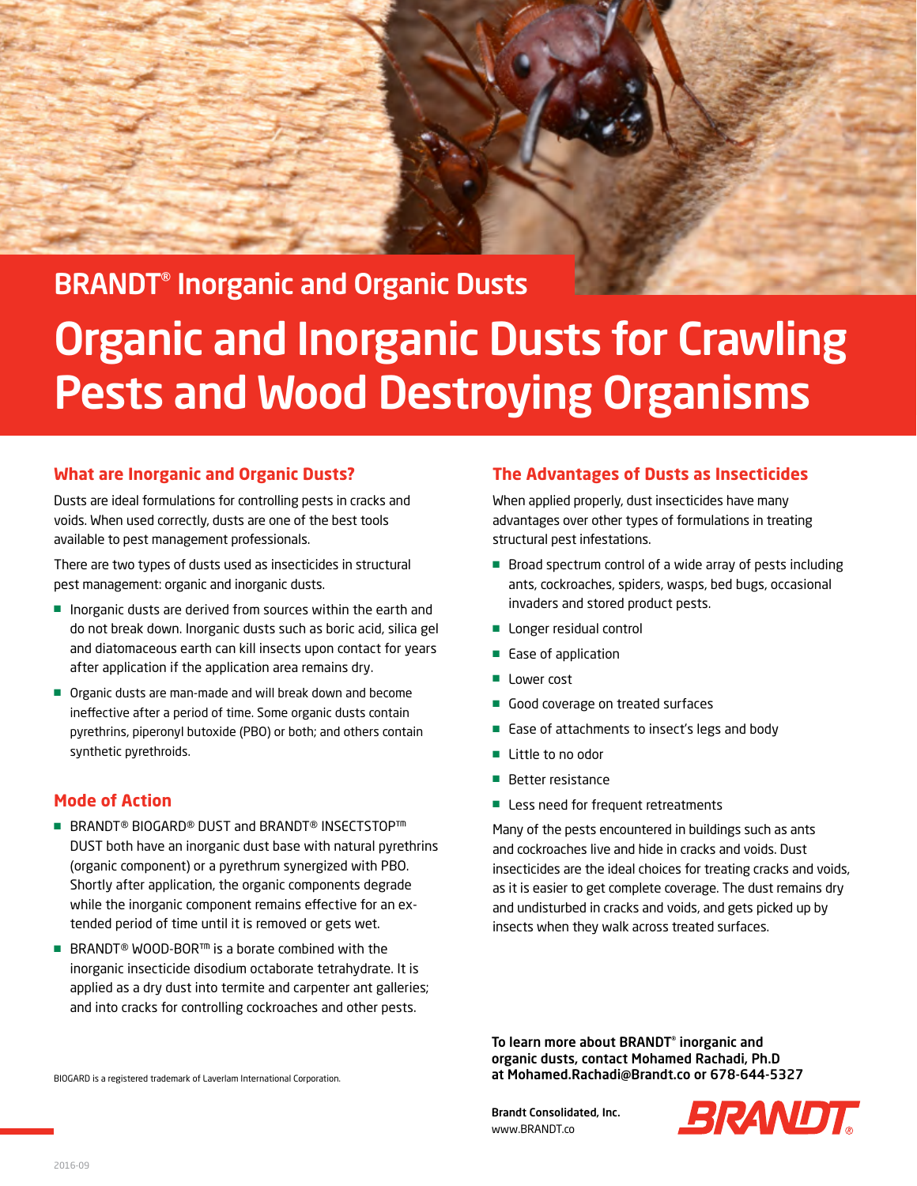## BRANDT® Inorganic and Organic Dusts

# Organic and Inorganic Dusts for Crawling Pests and Wood Destroying Organisms

### What are Inorganic and Organic Dusts?

Dusts are ideal formulations for controlling pests in cracks and voids. When used correctly, dusts are one of the best tools available to pest management professionals.

There are two types of dusts used as insecticides in structural pest management: organic and inorganic dusts.

- Inorganic dusts are derived from sources within the earth and do not break down. Inorganic dusts such as boric acid, silica gel and diatomaceous earth can kill insects upon contact for years after application if the application area remains dry.
- Organic dusts are man-made and will break down and become ineffective after a period of time. Some organic dusts contain pyrethrins, piperonyl butoxide (PBO) or both; and others contain synthetic pyrethroids.

### Mode of Action

- BRANDT® BIOGARD® DUST and BRANDT® INSECTSTOP™ DUST both have an inorganic dust base with natural pyrethrins (organic component) or a pyrethrum synergized with PBO. Shortly after application, the organic components degrade while the inorganic component remains effective for an extended period of time until it is removed or gets wet.
- BRANDT® WOOD-BOR™ is a borate combined with the inorganic insecticide disodium octaborate tetrahydrate. It is applied as a dry dust into termite and carpenter ant galleries; and into cracks for controlling cockroaches and other pests.

### The Advantages of Dusts as Insecticides

When applied properly, dust insecticides have many advantages over other types of formulations in treating structural pest infestations.

- Broad spectrum control of a wide array of pests including ants, cockroaches, spiders, wasps, bed bugs, occasional invaders and stored product pests.
- Longer residual control
- Ease of application
- Lower cost
- Good coverage on treated surfaces
- Ease of attachments to insect's legs and body
- Little to no odor
- Better resistance
- Less need for frequent retreatments

Many of the pests encountered in buildings such as ants and cockroaches live and hide in cracks and voids. Dust insecticides are the ideal choices for treating cracks and voids, as it is easier to get complete coverage. The dust remains dry and undisturbed in cracks and voids, and gets picked up by insects when they walk across treated surfaces.

BIOGARD is a registered trademark of Laverlam International Corporation.

**To learn more about BRANDT® inorganic and organic dusts, contact Mohamed Rachadi, Ph.D at Mohamed.Rachadi@Brandt.co or 678-644-5327**

**Brandt Consolidated, Inc.**
www.BRANDT.co

BRANDT®

2016-09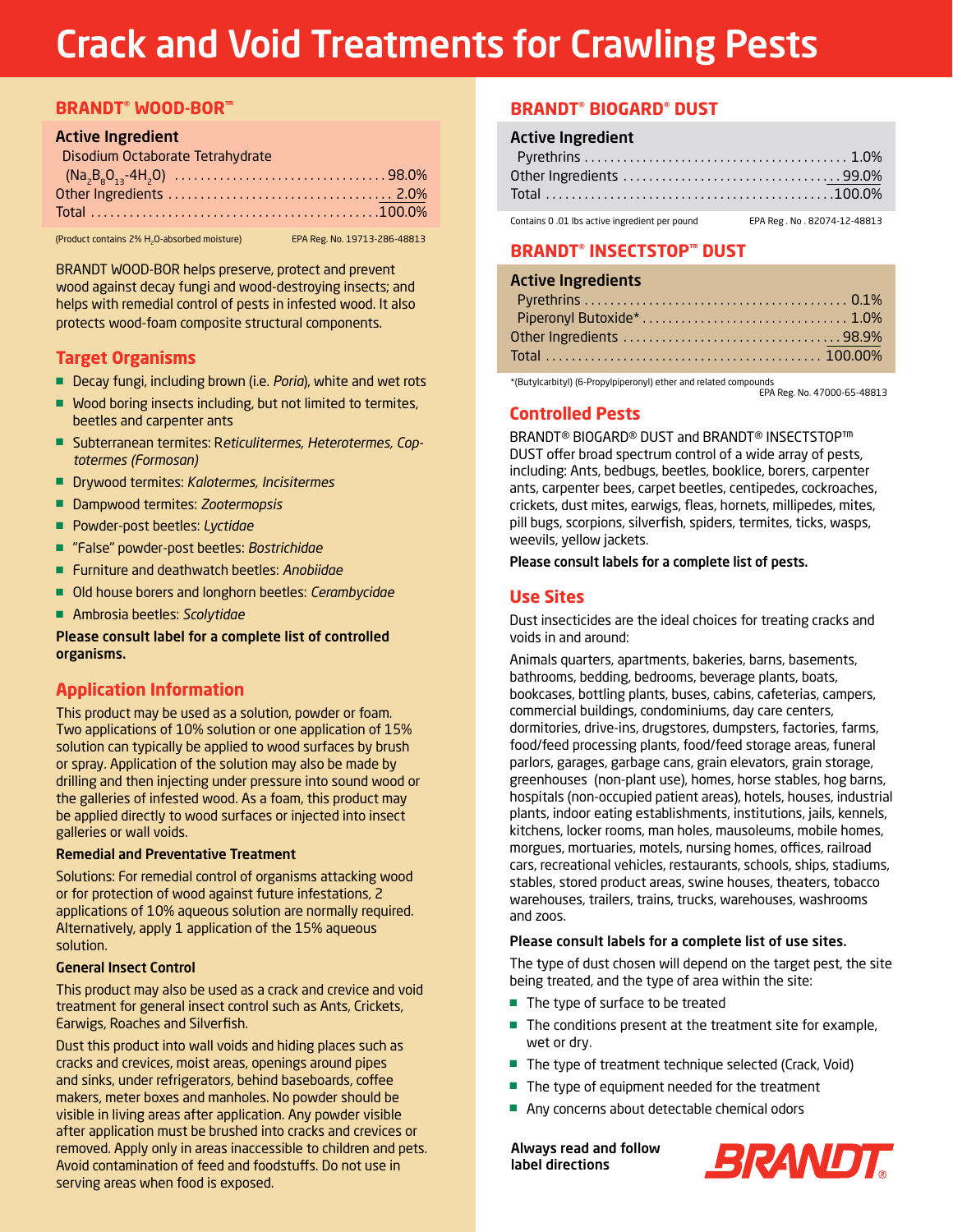# Crack and Void Treatments for Crawling Pests

## BRANDT® WOOD-BOR™

| Active Ingredient | |
|---|---|
| Disodium Octaborate Tetrahydrate ($Na_2B_8O_{13}$-$4H_2O$) | 98.0% |
| Other Ingredients | 2.0% |
| Total | 100.0% |

(Product contains 2% $H_2O$-absorbed moisture) EPA Reg. No. 19713-286-48813

BRANDT WOOD-BOR helps preserve, protect and prevent wood against decay fungi and wood-destroying insects; and helps with remedial control of pests in infested wood. It also protects wood-foam composite structural components.

### Target Organisms

- Decay fungi, including brown (i.e. *Poria*), white and wet rots
- Wood boring insects including, but not limited to termites, beetles and carpenter ants
- Subterranean termites: R*eticulitermes, Heterotermes, Coptotermes (Formosan)*
- Drywood termites: *Kalotermes, Incisitermes*
- Dampwood termites: *Zootermopsis*
- Powder-post beetles: *Lyctidae*
- "False" powder-post beetles: *Bostrichidae*
- Furniture and deathwatch beetles: *Anobiidae*
- Old house borers and longhorn beetles: *Cerambycidae*
- Ambrosia beetles: *Scolytidae*

**Please consult label for a complete list of controlled organisms.**

### Application Information

This product may be used as a solution, powder or foam. Two applications of 10% solution or one application of 15% solution can typically be applied to wood surfaces by brush or spray. Application of the solution may also be made by drilling and then injecting under pressure into sound wood or the galleries of infested wood. As a foam, this product may be applied directly to wood surfaces or injected into insect galleries or wall voids.

#### Remedial and Preventative Treatment

Solutions: For remedial control of organisms attacking wood or for protection of wood against future infestations, 2 applications of 10% aqueous solution are normally required. Alternatively, apply 1 application of the 15% aqueous solution.

#### General Insect Control

This product may also be used as a crack and crevice and void treatment for general insect control such as Ants, Crickets, Earwigs, Roaches and Silverfish.

Dust this product into wall voids and hiding places such as cracks and crevices, moist areas, openings around pipes and sinks, under refrigerators, behind baseboards, coffee makers, meter boxes and manholes. No powder should be visible in living areas after application. Any powder visible after application must be brushed into cracks and crevices or removed. Apply only in areas inaccessible to children and pets. Avoid contamination of feed and foodstuffs. Do not use in serving areas when food is exposed.

## BRANDT® BIOGARD® DUST

| Active Ingredient | |
|---|---|
| Pyrethrins | 1.0% |
| Other Ingredients | 99.0% |
| Total | 100.0% |

Contains 0 .01 lbs active ingredient per pound EPA Reg . No . 82074-12-48813

## BRANDT® INSECTSTOP™ DUST

| Active Ingredients | |
|---|---|
| Pyrethrins | 0.1% |
| Piperonyl Butoxide* | 1.0% |
| Other Ingredients | 98.9% |
| Total | 100.00% |

*(Butylcarbityl) (6-Propylpiperonyl) ether and related compounds

EPA Reg. No. 47000-65-48813

### Controlled Pests

BRANDT® BIOGARD® DUST and BRANDT® INSECTSTOP™ DUST offer broad spectrum control of a wide array of pests, including: Ants, bedbugs, beetles, booklice, borers, carpenter ants, carpenter bees, carpet beetles, centipedes, cockroaches, crickets, dust mites, earwigs, fleas, hornets, millipedes, mites, pill bugs, scorpions, silverfish, spiders, termites, ticks, wasps, weevils, yellow jackets.

**Please consult labels for a complete list of pests.**

### Use Sites

Dust insecticides are the ideal choices for treating cracks and voids in and around:

Animals quarters, apartments, bakeries, barns, basements, bathrooms, bedding, bedrooms, beverage plants, boats, bookcases, bottling plants, buses, cabins, cafeterias, campers, commercial buildings, condominiums, day care centers, dormitories, drive-ins, drugstores, dumpsters, factories, farms, food/feed processing plants, food/feed storage areas, funeral parlors, garages, garbage cans, grain elevators, grain storage, greenhouses (non-plant use), homes, horse stables, hog barns, hospitals (non-occupied patient areas), hotels, houses, industrial plants, indoor eating establishments, institutions, jails, kennels, kitchens, locker rooms, man holes, mausoleums, mobile homes, morgues, mortuaries, motels, nursing homes, offices, railroad cars, recreational vehicles, restaurants, schools, ships, stadiums, stables, stored product areas, swine houses, theaters, tobacco warehouses, trailers, trains, trucks, warehouses, washrooms and zoos.

**Please consult labels for a complete list of use sites.**

The type of dust chosen will depend on the target pest, the site being treated, and the type of area within the site:

- The type of surface to be treated
- The conditions present at the treatment site for example, wet or dry.
- The type of treatment technique selected (Crack, Void)
- The type of equipment needed for the treatment
- Any concerns about detectable chemical odors

**Always read and follow label directions**

BRANDT®